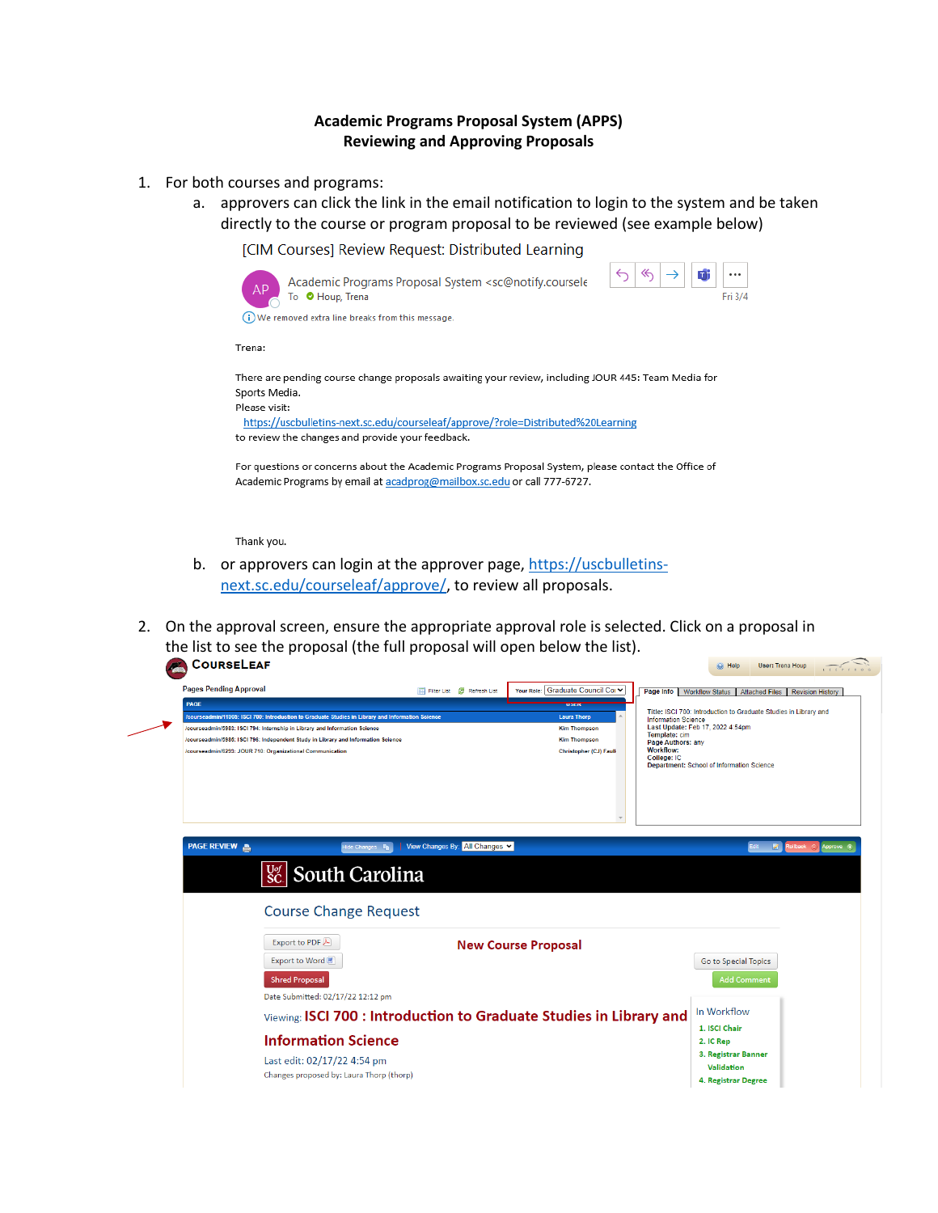# Academic Programs Proposal System (APPS)
## Reviewing and Approving Proposals

1. For both courses and programs:
   a. approvers can click the link in the email notification to login to the system and be taken directly to the course or program proposal to be reviewed (see example below)

      [CIM Courses] Review Request: Distributed Learning

      Academic Programs Proposal System <sc@notify.coursele
      To Houp, Trena
      Fri 3/4

      We removed extra line breaks from this message.

      Trena:

      There are pending course change proposals awaiting your review, including JOUR 445: Team Media for Sports Media.
      Please visit:
      https://uscbulletins-next.sc.edu/courseleaf/approve/?role=Distributed%20Learning
      to review the changes and provide your feedback.

      For questions or concerns about the Academic Programs Proposal System, please contact the Office of Academic Programs by email at acadprog@mailbox.sc.edu or call 777-6727.

      Thank you.

   b. or approvers can login at the approver page, https://uscbulletins-next.sc.edu/courseleaf/approve/, to review all proposals.

2. On the approval screen, ensure the appropriate approval role is selected. Click on a proposal in the list to see the proposal (the full proposal will open below the list).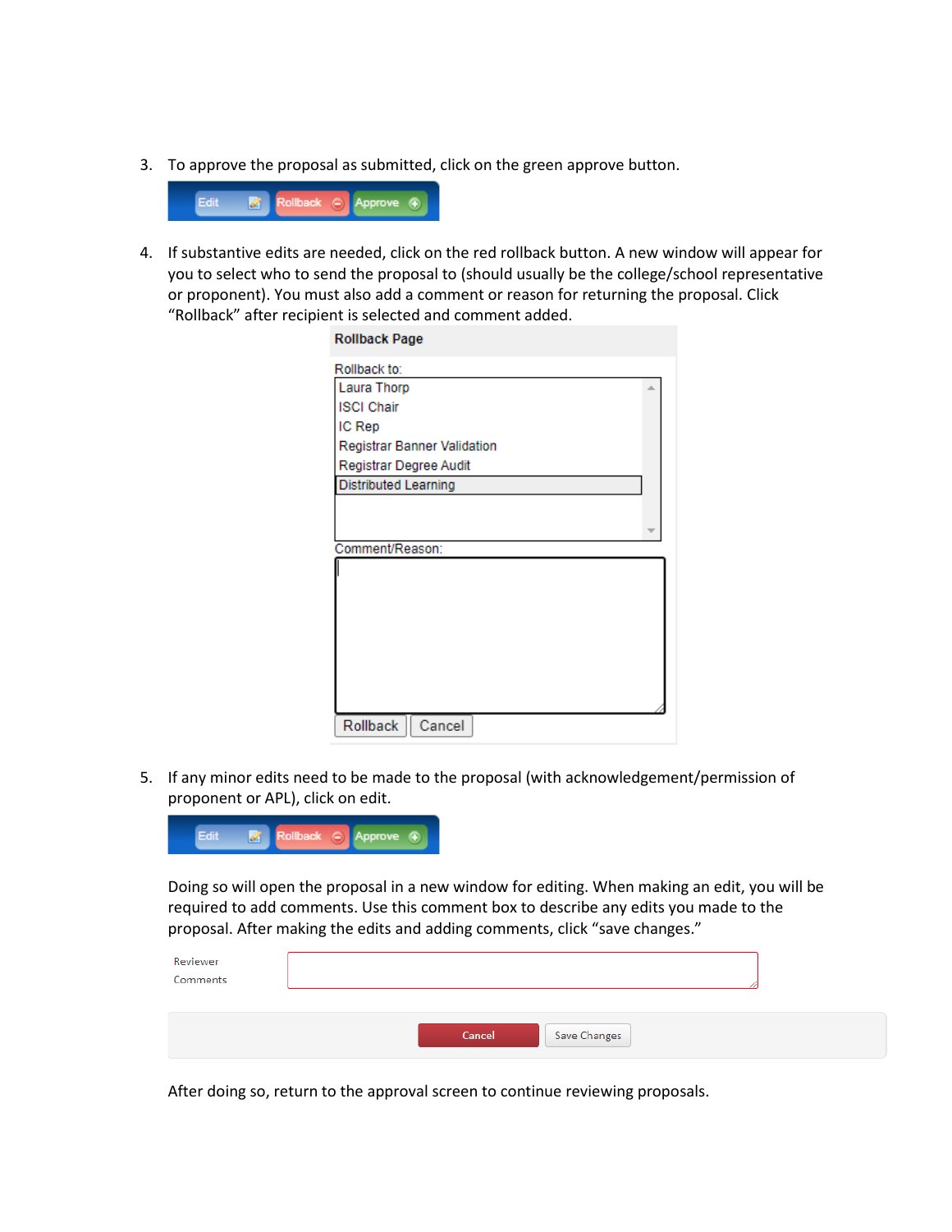3. To approve the proposal as submitted, click on the green approve button.

4. If substantive edits are needed, click on the red rollback button. A new window will appear for you to select who to send the proposal to (should usually be the college/school representative or proponent). You must also add a comment or reason for returning the proposal. Click "Rollback" after recipient is selected and comment added.

5. If any minor edits need to be made to the proposal (with acknowledgement/permission of proponent or APL), click on edit.

   Doing so will open the proposal in a new window for editing. When making an edit, you will be required to add comments. Use this comment box to describe any edits you made to the proposal. After making the edits and adding comments, click "save changes."

   After doing so, return to the approval screen to continue reviewing proposals.